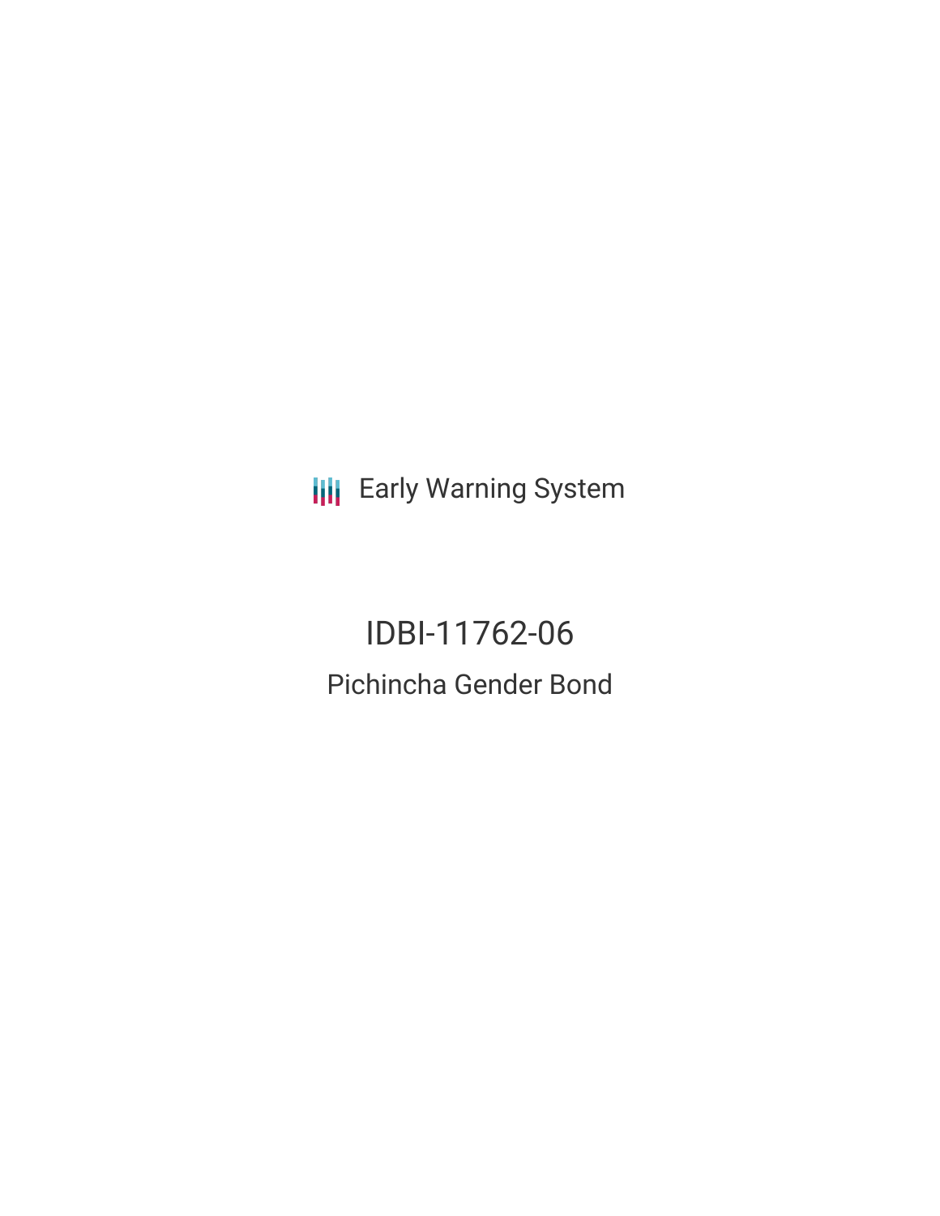Early Warning System

# IDBI-11762-06

## Pichincha Gender Bond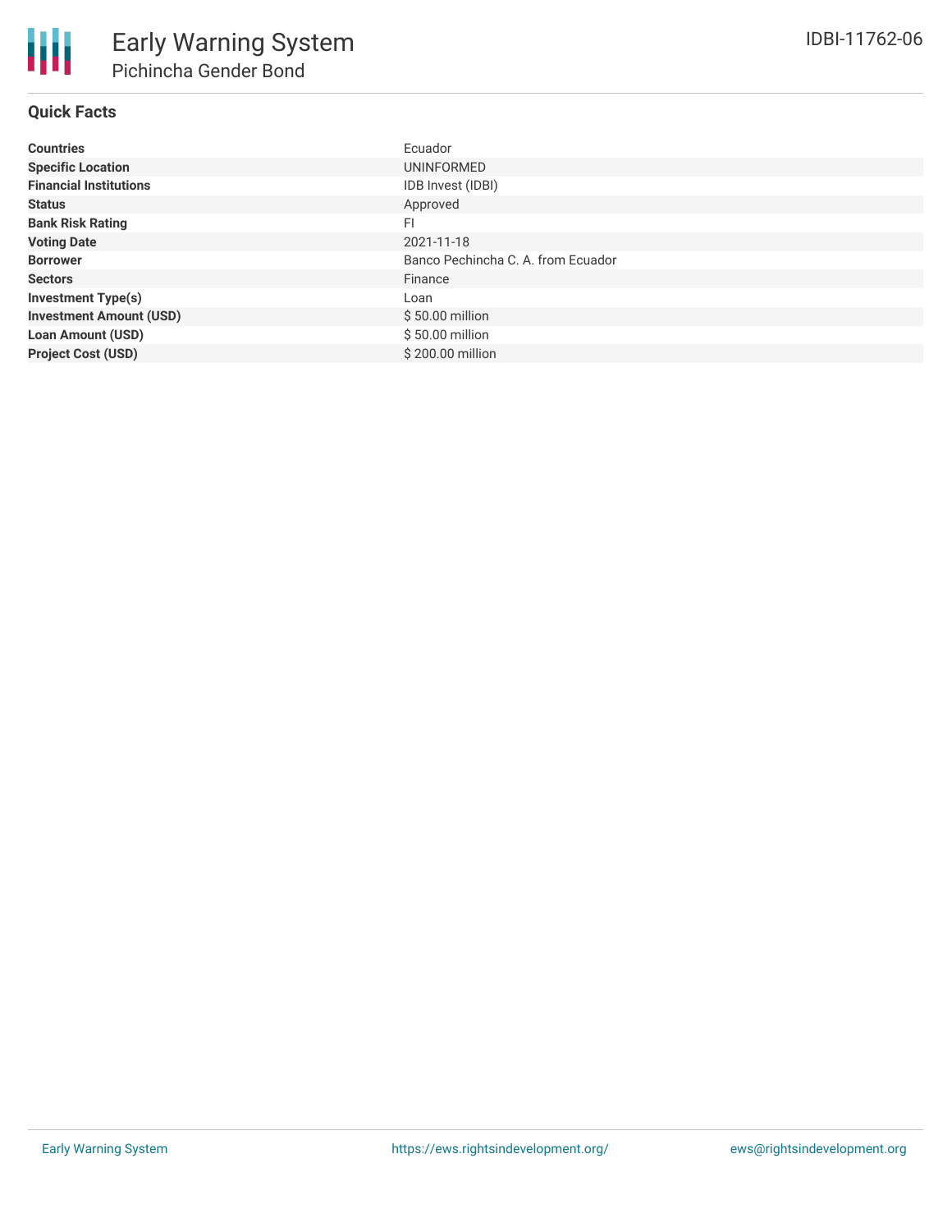# Early Warning System

## Pichincha Gender Bond

IDBI-11762-06

### Quick Facts

| | |
|---|---|
| **Countries** | Ecuador |
| **Specific Location** | UNINFORMED |
| **Financial Institutions** | IDB Invest (IDBI) |
| **Status** | Approved |
| **Bank Risk Rating** | FI |
| **Voting Date** | 2021-11-18 |
| **Borrower** | Banco Pechincha C. A. from Ecuador |
| **Sectors** | Finance |
| **Investment Type(s)** | Loan |
| **Investment Amount (USD)** | $ 50.00 million |
| **Loan Amount (USD)** | $ 50.00 million |
| **Project Cost (USD)** | $ 200.00 million |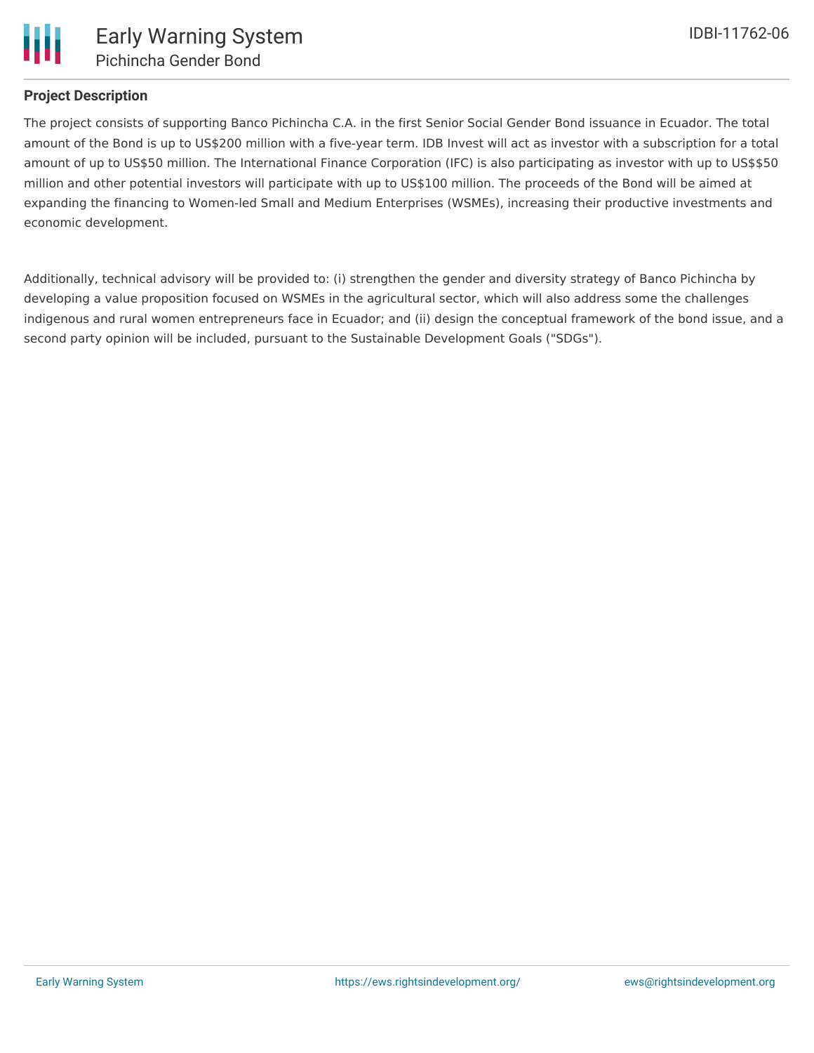## Project Description

The project consists of supporting Banco Pichincha C.A. in the first Senior Social Gender Bond issuance in Ecuador. The total amount of the Bond is up to US$200 million with a five-year term. IDB Invest will act as investor with a subscription for a total amount of up to US$50 million. The International Finance Corporation (IFC) is also participating as investor with up to US$$50 million and other potential investors will participate with up to US$100 million. The proceeds of the Bond will be aimed at expanding the financing to Women-led Small and Medium Enterprises (WSMEs), increasing their productive investments and economic development.

Additionally, technical advisory will be provided to: (i) strengthen the gender and diversity strategy of Banco Pichincha by developing a value proposition focused on WSMEs in the agricultural sector, which will also address some the challenges indigenous and rural women entrepreneurs face in Ecuador; and (ii) design the conceptual framework of the bond issue, and a second party opinion will be included, pursuant to the Sustainable Development Goals ("SDGs").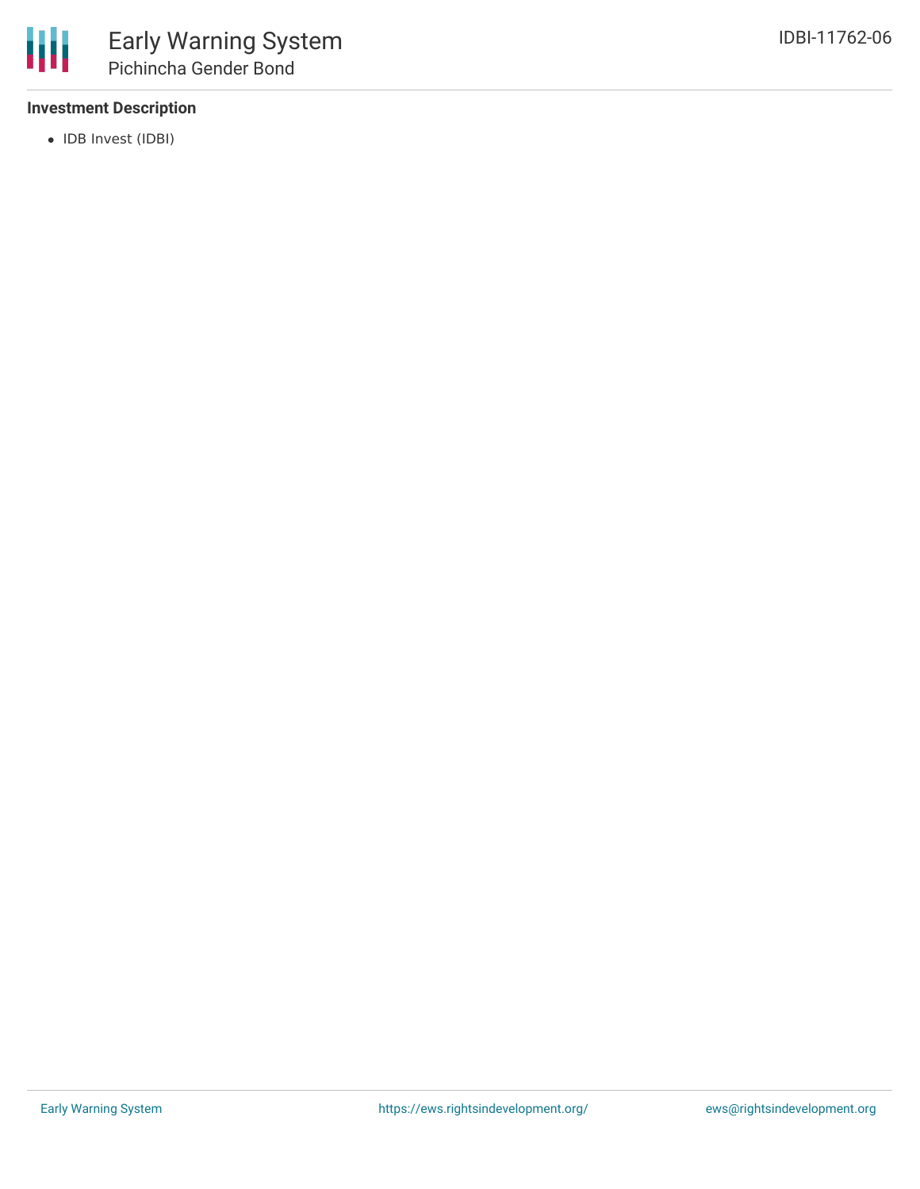### Investment Description

- IDB Invest (IDBI)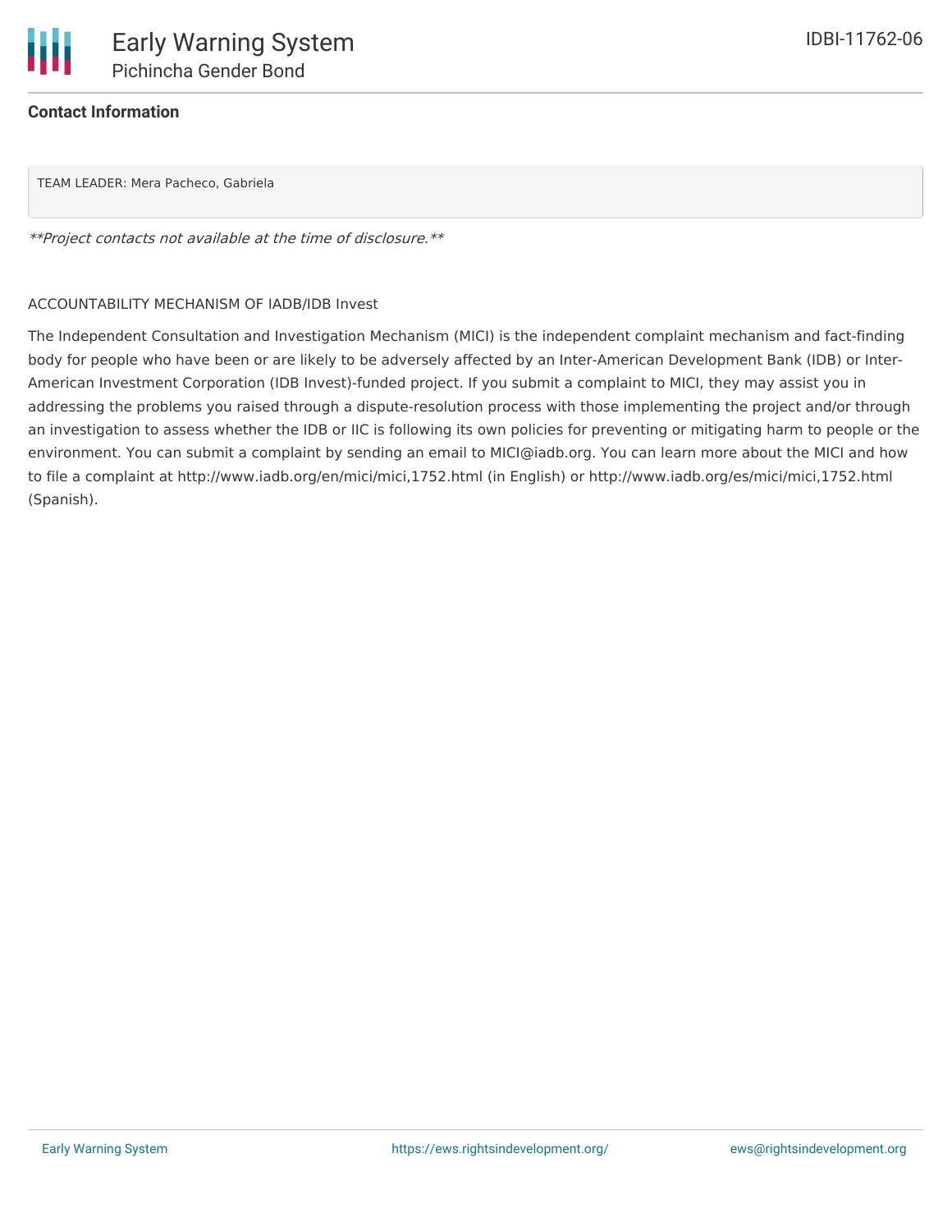**Contact Information**

TEAM LEADER: Mera Pacheco, Gabriela

*\*\*Project contacts not available at the time of disclosure.\*\**

ACCOUNTABILITY MECHANISM OF IADB/IDB Invest

The Independent Consultation and Investigation Mechanism (MICI) is the independent complaint mechanism and fact-finding body for people who have been or are likely to be adversely affected by an Inter-American Development Bank (IDB) or Inter-American Investment Corporation (IDB Invest)-funded project. If you submit a complaint to MICI, they may assist you in addressing the problems you raised through a dispute-resolution process with those implementing the project and/or through an investigation to assess whether the IDB or IIC is following its own policies for preventing or mitigating harm to people or the environment. You can submit a complaint by sending an email to MICI@iadb.org. You can learn more about the MICI and how to file a complaint at http://www.iadb.org/en/mici/mici,1752.html (in English) or http://www.iadb.org/es/mici/mici,1752.html (Spanish).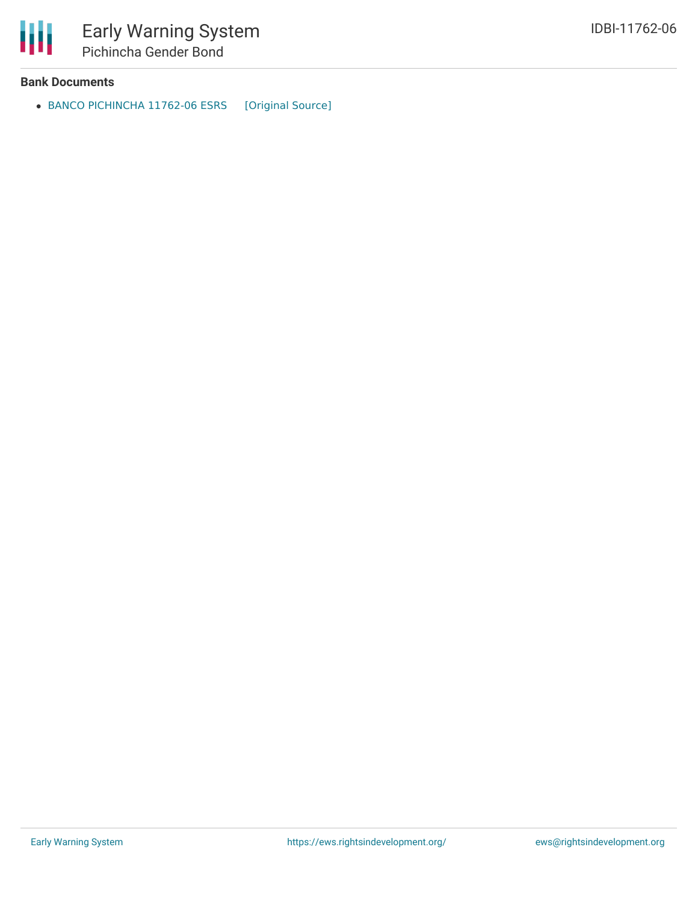**Bank Documents**

- BANCO PICHINCHA 11762-06 ESRS [Original Source]